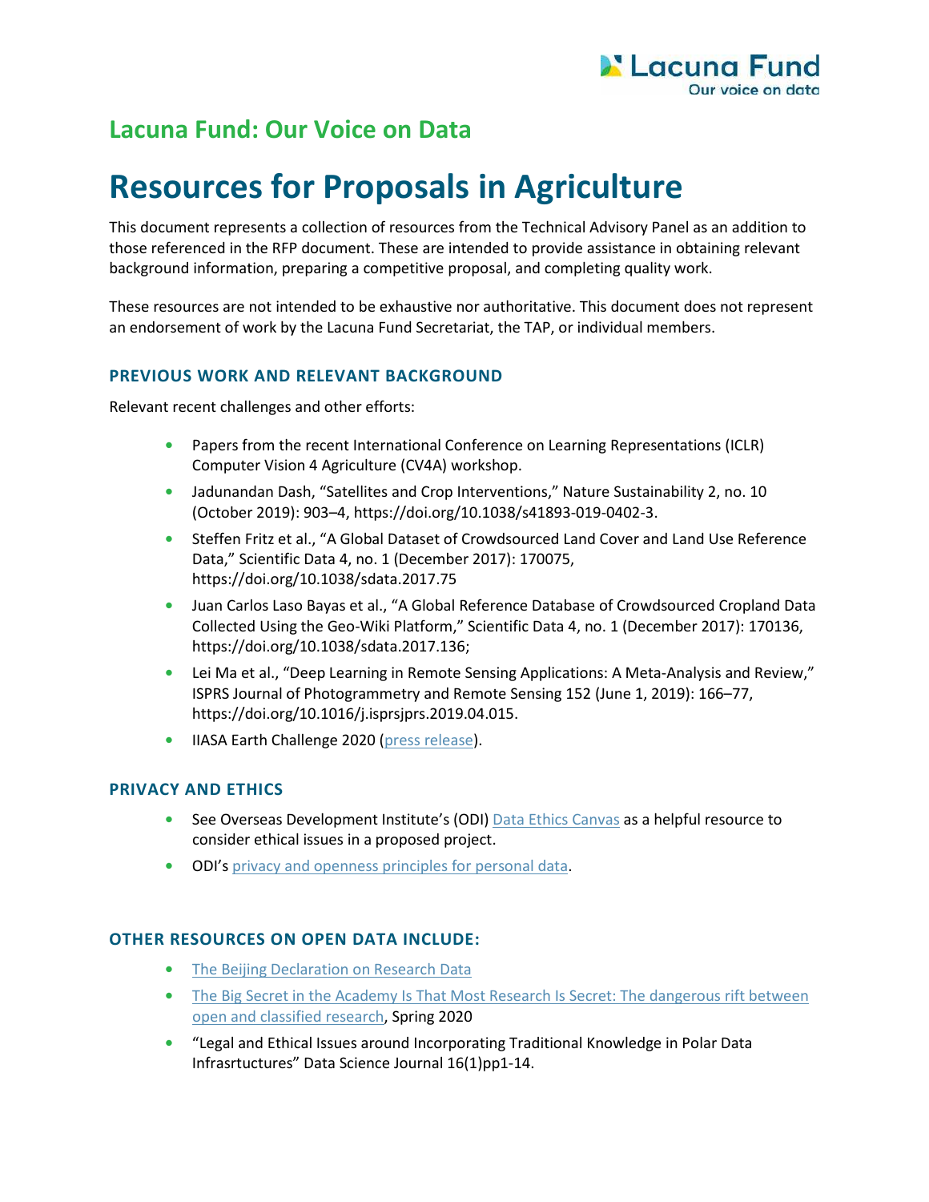## Lacuna Fund: Our Voice on Data

# Resources for Proposals in Agriculture

This document represents a collection of resources from the Technical Advisory Panel as an addition to those referenced in the RFP document. These are intended to provide assistance in obtaining relevant background information, preparing a competitive proposal, and completing quality work.

These resources are not intended to be exhaustive nor authoritative. This document does not represent an endorsement of work by the Lacuna Fund Secretariat, the TAP, or individual members.

### PREVIOUS WORK AND RELEVANT BACKGROUND

Relevant recent challenges and other efforts:

- Papers from the recent International Conference on Learning Representations (ICLR) Computer Vision 4 Agriculture (CV4A) workshop.
- Jadunandan Dash, "Satellites and Crop Interventions," Nature Sustainability 2, no. 10 (October 2019): 903–4, https://doi.org/10.1038/s41893-019-0402-3.
- Steffen Fritz et al., "A Global Dataset of Crowdsourced Land Cover and Land Use Reference Data," Scientific Data 4, no. 1 (December 2017): 170075, https://doi.org/10.1038/sdata.2017.75
- Juan Carlos Laso Bayas et al., "A Global Reference Database of Crowdsourced Cropland Data Collected Using the Geo-Wiki Platform," Scientific Data 4, no. 1 (December 2017): 170136, https://doi.org/10.1038/sdata.2017.136;
- Lei Ma et al., "Deep Learning in Remote Sensing Applications: A Meta-Analysis and Review," ISPRS Journal of Photogrammetry and Remote Sensing 152 (June 1, 2019): 166–77, https://doi.org/10.1016/j.isprsjprs.2019.04.015.
- IIASA Earth Challenge 2020 (press release).

### PRIVACY AND ETHICS

- See Overseas Development Institute's (ODI) Data Ethics Canvas as a helpful resource to consider ethical issues in a proposed project.
- ODI's privacy and openness principles for personal data.

### OTHER RESOURCES ON OPEN DATA INCLUDE:

- The Beijing Declaration on Research Data
- The Big Secret in the Academy Is That Most Research Is Secret: The dangerous rift between open and classified research, Spring 2020
- "Legal and Ethical Issues around Incorporating Traditional Knowledge in Polar Data Infrasrtuctures" Data Science Journal 16(1)pp1-14.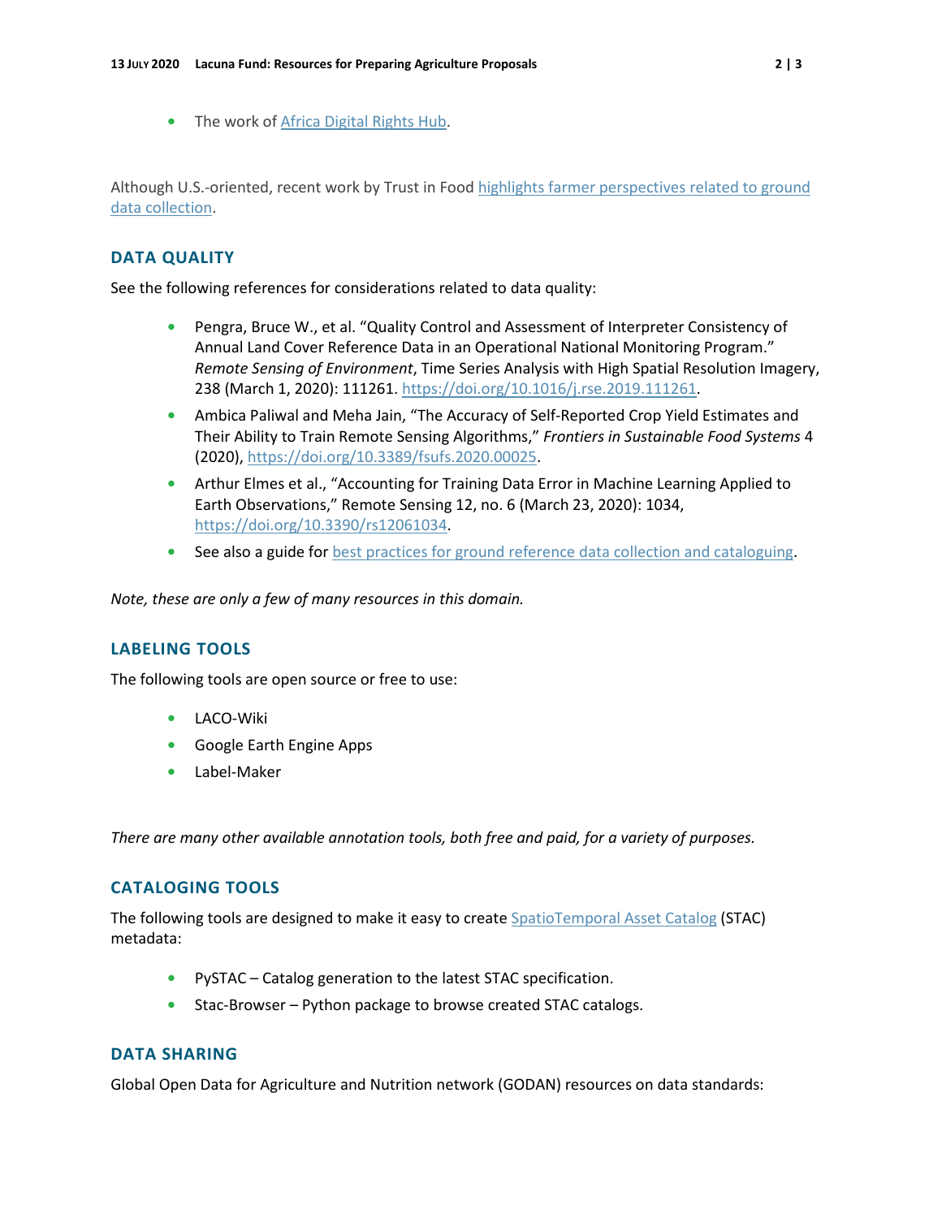- The work of [Africa Digital Rights Hub](#).

Although U.S.-oriented, recent work by Trust in Food [highlights farmer perspectives related to ground data collection](#).

## DATA QUALITY

See the following references for considerations related to data quality:

- Pengra, Bruce W., et al. "Quality Control and Assessment of Interpreter Consistency of Annual Land Cover Reference Data in an Operational National Monitoring Program." *Remote Sensing of Environment*, Time Series Analysis with High Spatial Resolution Imagery, 238 (March 1, 2020): 111261. https://doi.org/10.1016/j.rse.2019.111261.
- Ambica Paliwal and Meha Jain, "The Accuracy of Self-Reported Crop Yield Estimates and Their Ability to Train Remote Sensing Algorithms," *Frontiers in Sustainable Food Systems* 4 (2020), https://doi.org/10.3389/fsufs.2020.00025.
- Arthur Elmes et al., "Accounting for Training Data Error in Machine Learning Applied to Earth Observations," Remote Sensing 12, no. 6 (March 23, 2020): 1034, https://doi.org/10.3390/rs12061034.
- See also a guide for [best practices for ground reference data collection and cataloguing](#).

*Note, these are only a few of many resources in this domain.*

## LABELING TOOLS

The following tools are open source or free to use:

- LACO-Wiki
- Google Earth Engine Apps
- Label-Maker

*There are many other available annotation tools, both free and paid, for a variety of purposes.*

## CATALOGING TOOLS

The following tools are designed to make it easy to create [SpatioTemporal Asset Catalog](#) (STAC) metadata:

- PySTAC – Catalog generation to the latest STAC specification.
- Stac-Browser – Python package to browse created STAC catalogs.

## DATA SHARING

Global Open Data for Agriculture and Nutrition network (GODAN) resources on data standards: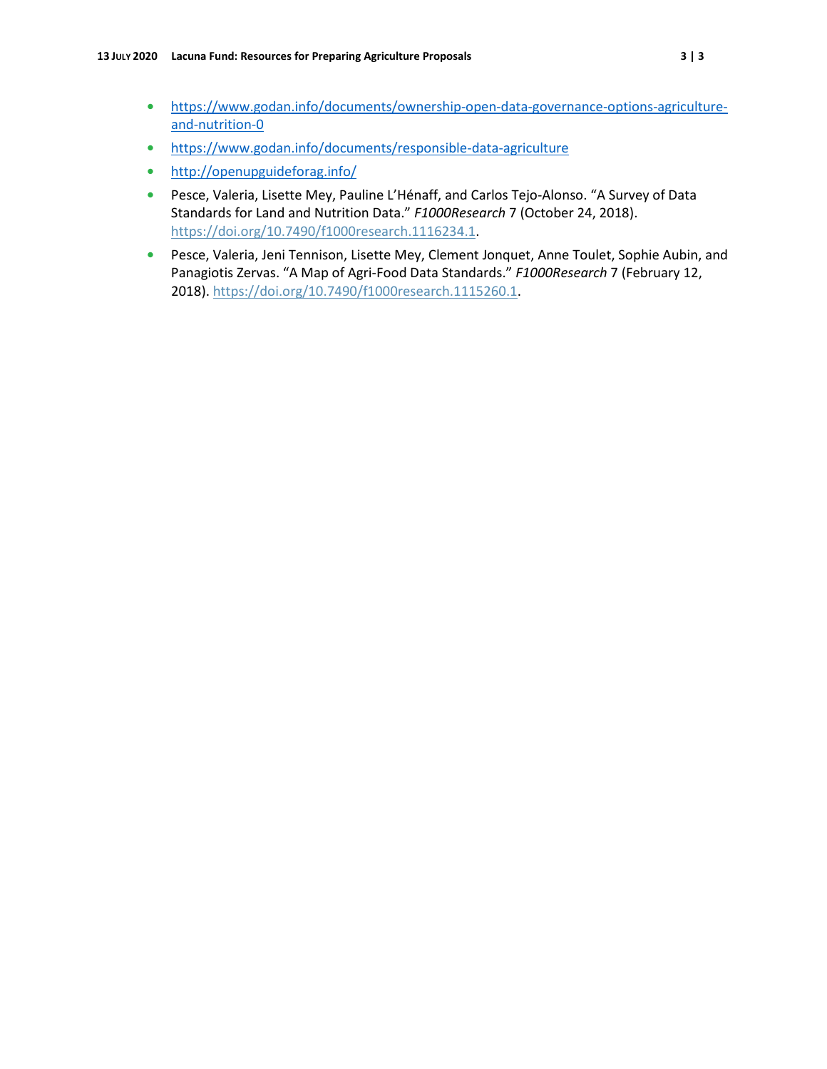- https://www.godan.info/documents/ownership-open-data-governance-options-agriculture-and-nutrition-0
- https://www.godan.info/documents/responsible-data-agriculture
- http://openupguideforag.info/
- Pesce, Valeria, Lisette Mey, Pauline L'Hénaff, and Carlos Tejo-Alonso. "A Survey of Data Standards for Land and Nutrition Data." *F1000Research* 7 (October 24, 2018). https://doi.org/10.7490/f1000research.1116234.1.
- Pesce, Valeria, Jeni Tennison, Lisette Mey, Clement Jonquet, Anne Toulet, Sophie Aubin, and Panagiotis Zervas. "A Map of Agri-Food Data Standards." *F1000Research* 7 (February 12, 2018). https://doi.org/10.7490/f1000research.1115260.1.